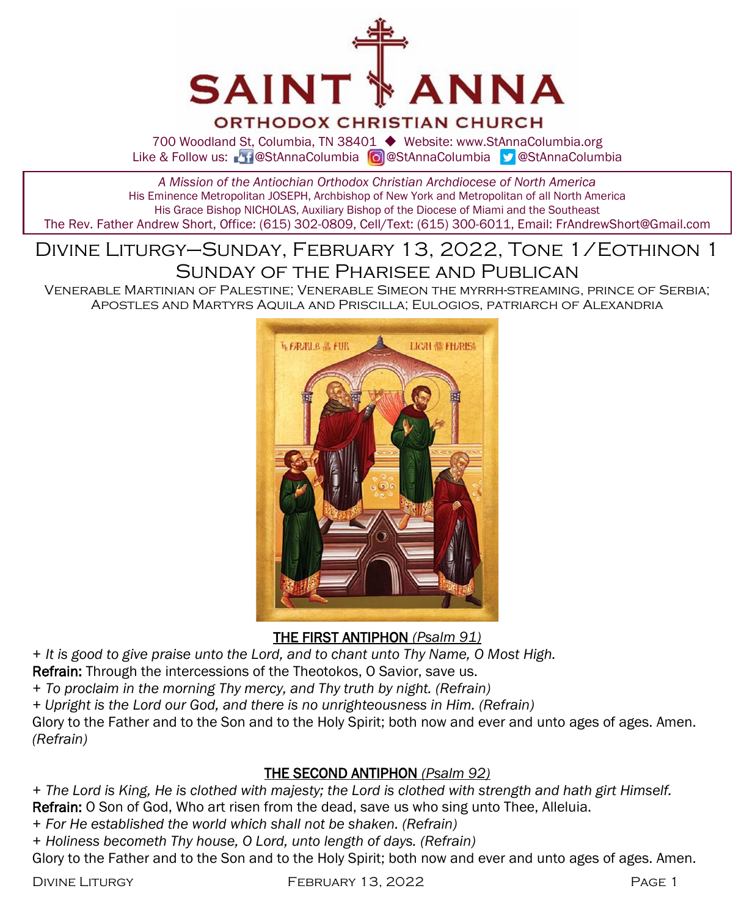# SAINT ANNA
## ORTHODOX CHRISTIAN CHURCH

700 Woodland St, Columbia, TN 38401 ◆ Website: www.StAnnaColumbia.org
Like & Follow us: @StAnnaColumbia @StAnnaColumbia @StAnnaColumbia

*A Mission of the Antiochian Orthodox Christian Archdiocese of North America*
His Eminence Metropolitan JOSEPH, Archbishop of New York and Metropolitan of all North America
His Grace Bishop NICHOLAS, Auxiliary Bishop of the Diocese of Miami and the Southeast
The Rev. Father Andrew Short, Office: (615) 302-0809, Cell/Text: (615) 300-6011, Email: FrAndrewShort@Gmail.com

# Divine Liturgy—Sunday, February 13, 2022, Tone 1/Eothinon 1
## Sunday of the Pharisee and Publican

Venerable Martinian of Palestine; Venerable Simeon the myrrh-streaming, prince of Serbia; Apostles and Martyrs Aquila and Priscilla; Eulogios, patriarch of Alexandria

### THE FIRST ANTIPHON *(Psalm 91)*

+ *It is good to give praise unto the Lord, and to chant unto Thy Name, O Most High.*
**Refrain:** Through the intercessions of the Theotokos, O Savior, save us.
+ *To proclaim in the morning Thy mercy, and Thy truth by night. (Refrain)*
+ *Upright is the Lord our God, and there is no unrighteousness in Him. (Refrain)*
Glory to the Father and to the Son and to the Holy Spirit; both now and ever and unto ages of ages. Amen. *(Refrain)*

### THE SECOND ANTIPHON *(Psalm 92)*

+ *The Lord is King, He is clothed with majesty; the Lord is clothed with strength and hath girt Himself.*
**Refrain:** O Son of God, Who art risen from the dead, save us who sing unto Thee, Alleluia.
+ *For He established the world which shall not be shaken. (Refrain)*
+ *Holiness becometh Thy house, O Lord, unto length of days. (Refrain)*
Glory to the Father and to the Son and to the Holy Spirit; both now and ever and unto ages of ages. Amen.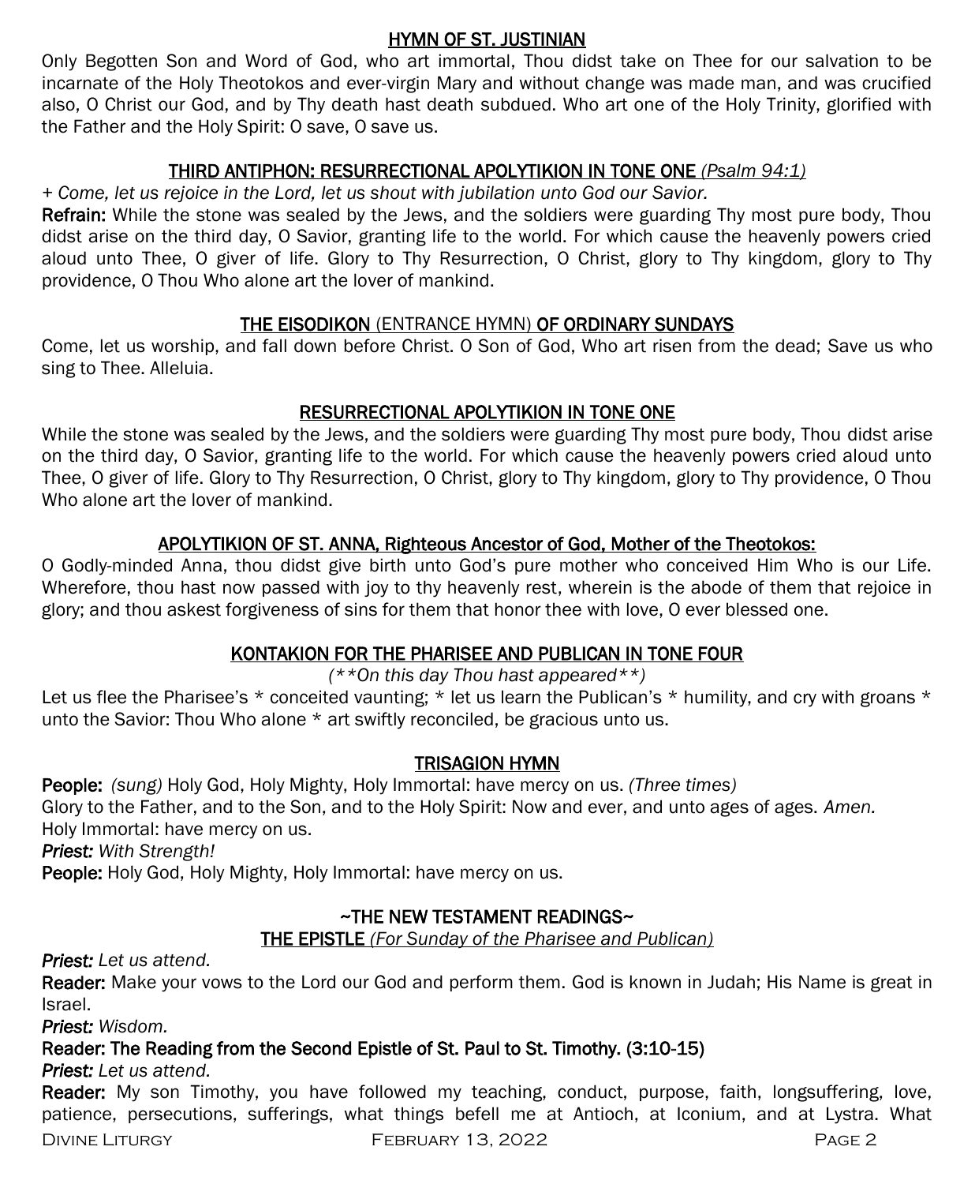## HYMN OF ST. JUSTINIAN

Only Begotten Son and Word of God, who art immortal, Thou didst take on Thee for our salvation to be incarnate of the Holy Theotokos and ever-virgin Mary and without change was made man, and was crucified also, O Christ our God, and by Thy death hast death subdued. Who art one of the Holy Trinity, glorified with the Father and the Holy Spirit: O save, O save us.

## THIRD ANTIPHON: RESURRECTIONAL APOLYTIKION IN TONE ONE *(Psalm 94:1)*

*+ Come, let us rejoice in the Lord, let us shout with jubilation unto God our Savior.*

**Refrain:** While the stone was sealed by the Jews, and the soldiers were guarding Thy most pure body, Thou didst arise on the third day, O Savior, granting life to the world. For which cause the heavenly powers cried aloud unto Thee, O giver of life. Glory to Thy Resurrection, O Christ, glory to Thy kingdom, glory to Thy providence, O Thou Who alone art the lover of mankind.

## THE EISODIKON (ENTRANCE HYMN) OF ORDINARY SUNDAYS

Come, let us worship, and fall down before Christ. O Son of God, Who art risen from the dead; Save us who sing to Thee. Alleluia.

## RESURRECTIONAL APOLYTIKION IN TONE ONE

While the stone was sealed by the Jews, and the soldiers were guarding Thy most pure body, Thou didst arise on the third day, O Savior, granting life to the world. For which cause the heavenly powers cried aloud unto Thee, O giver of life. Glory to Thy Resurrection, O Christ, glory to Thy kingdom, glory to Thy providence, O Thou Who alone art the lover of mankind.

## APOLYTIKION OF ST. ANNA, Righteous Ancestor of God, Mother of the Theotokos:

O Godly-minded Anna, thou didst give birth unto God's pure mother who conceived Him Who is our Life. Wherefore, thou hast now passed with joy to thy heavenly rest, wherein is the abode of them that rejoice in glory; and thou askest forgiveness of sins for them that honor thee with love, O ever blessed one.

## KONTAKION FOR THE PHARISEE AND PUBLICAN IN TONE FOUR

*(**On this day Thou hast appeared**)*

Let us flee the Pharisee's * conceited vaunting; * let us learn the Publican's * humility, and cry with groans * unto the Savior: Thou Who alone * art swiftly reconciled, be gracious unto us.

## TRISAGION HYMN

**People:** *(sung)* Holy God, Holy Mighty, Holy Immortal: have mercy on us. *(Three times)*
Glory to the Father, and to the Son, and to the Holy Spirit: Now and ever, and unto ages of ages. *Amen.*
Holy Immortal: have mercy on us.
***Priest:*** *With Strength!*
**People:** Holy God, Holy Mighty, Holy Immortal: have mercy on us.

## ~THE NEW TESTAMENT READINGS~

### THE EPISTLE *(For Sunday of the Pharisee and Publican)*

***Priest:*** *Let us attend.*
**Reader:** Make your vows to the Lord our God and perform them. God is known in Judah; His Name is great in Israel.
***Priest:*** *Wisdom.*
**Reader: The Reading from the Second Epistle of St. Paul to St. Timothy. (3:10-15)**
***Priest:*** *Let us attend.*
**Reader:** My son Timothy, you have followed my teaching, conduct, purpose, faith, longsuffering, love, patience, persecutions, sufferings, what things befell me at Antioch, at Iconium, and at Lystra. What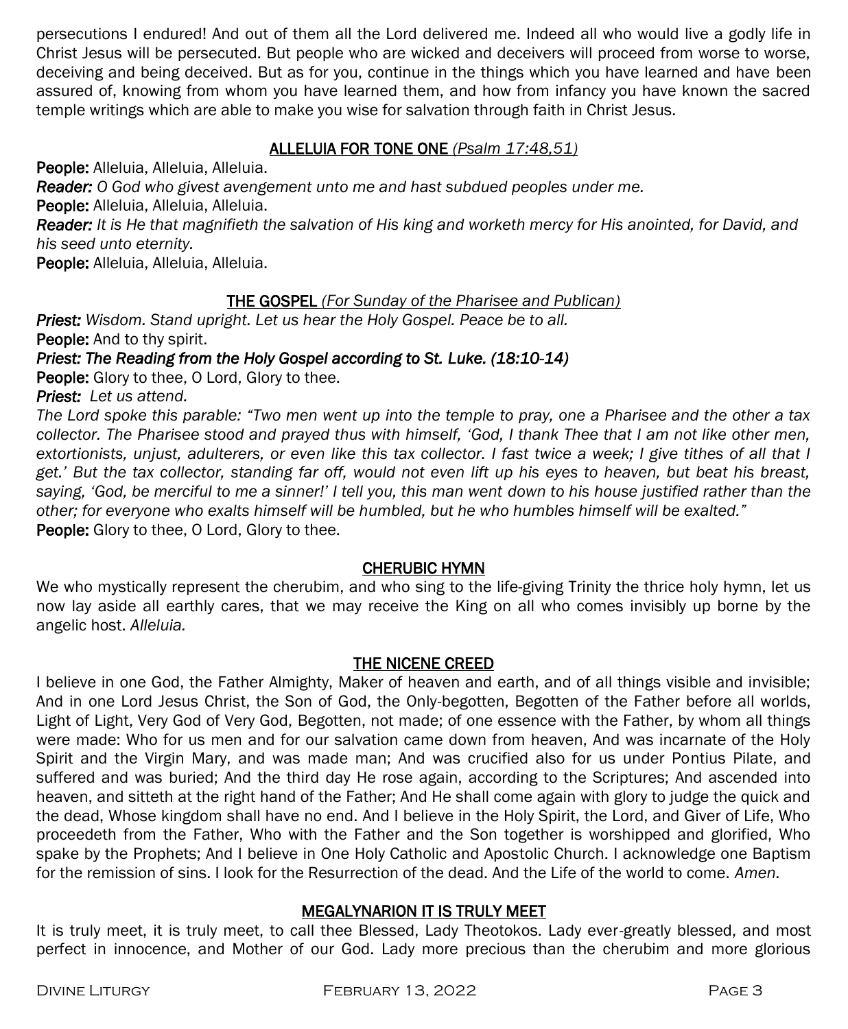persecutions I endured! And out of them all the Lord delivered me. Indeed all who would live a godly life in Christ Jesus will be persecuted. But people who are wicked and deceivers will proceed from worse to worse, deceiving and being deceived. But as for you, continue in the things which you have learned and have been assured of, knowing from whom you have learned them, and how from infancy you have known the sacred temple writings which are able to make you wise for salvation through faith in Christ Jesus.

## ALLELUIA FOR TONE ONE *(Psalm 17:48,51)*

**People:** Alleluia, Alleluia, Alleluia.
***Reader:*** *O God who givest avengement unto me and hast subdued peoples under me.*
**People:** Alleluia, Alleluia, Alleluia.
***Reader:*** *It is He that magnifieth the salvation of His king and worketh mercy for His anointed, for David, and his seed unto eternity.*
**People:** Alleluia, Alleluia, Alleluia.

## THE GOSPEL *(For Sunday of the Pharisee and Publican)*

***Priest:*** *Wisdom. Stand upright. Let us hear the Holy Gospel. Peace be to all.*
**People:** And to thy spirit.
***Priest: The Reading from the Holy Gospel according to St. Luke. (18:10-14)***
**People:** Glory to thee, O Lord, Glory to thee.
***Priest:*** *Let us attend.*
*The Lord spoke this parable: "Two men went up into the temple to pray, one a Pharisee and the other a tax collector. The Pharisee stood and prayed thus with himself, 'God, I thank Thee that I am not like other men, extortionists, unjust, adulterers, or even like this tax collector. I fast twice a week; I give tithes of all that I get.' But the tax collector, standing far off, would not even lift up his eyes to heaven, but beat his breast, saying, 'God, be merciful to me a sinner!' I tell you, this man went down to his house justified rather than the other; for everyone who exalts himself will be humbled, but he who humbles himself will be exalted."*
**People:** Glory to thee, O Lord, Glory to thee.

## CHERUBIC HYMN

We who mystically represent the cherubim, and who sing to the life-giving Trinity the thrice holy hymn, let us now lay aside all earthly cares, that we may receive the King on all who comes invisibly up borne by the angelic host. *Alleluia.*

## THE NICENE CREED

I believe in one God, the Father Almighty, Maker of heaven and earth, and of all things visible and invisible; And in one Lord Jesus Christ, the Son of God, the Only-begotten, Begotten of the Father before all worlds, Light of Light, Very God of Very God, Begotten, not made; of one essence with the Father, by whom all things were made: Who for us men and for our salvation came down from heaven, And was incarnate of the Holy Spirit and the Virgin Mary, and was made man; And was crucified also for us under Pontius Pilate, and suffered and was buried; And the third day He rose again, according to the Scriptures; And ascended into heaven, and sitteth at the right hand of the Father; And He shall come again with glory to judge the quick and the dead, Whose kingdom shall have no end. And I believe in the Holy Spirit, the Lord, and Giver of Life, Who proceedeth from the Father, Who with the Father and the Son together is worshipped and glorified, Who spake by the Prophets; And I believe in One Holy Catholic and Apostolic Church. I acknowledge one Baptism for the remission of sins. I look for the Resurrection of the dead. And the Life of the world to come. *Amen.*

## MEGALYNARION IT IS TRULY MEET

It is truly meet, it is truly meet, to call thee Blessed, Lady Theotokos. Lady ever-greatly blessed, and most perfect in innocence, and Mother of our God. Lady more precious than the cherubim and more glorious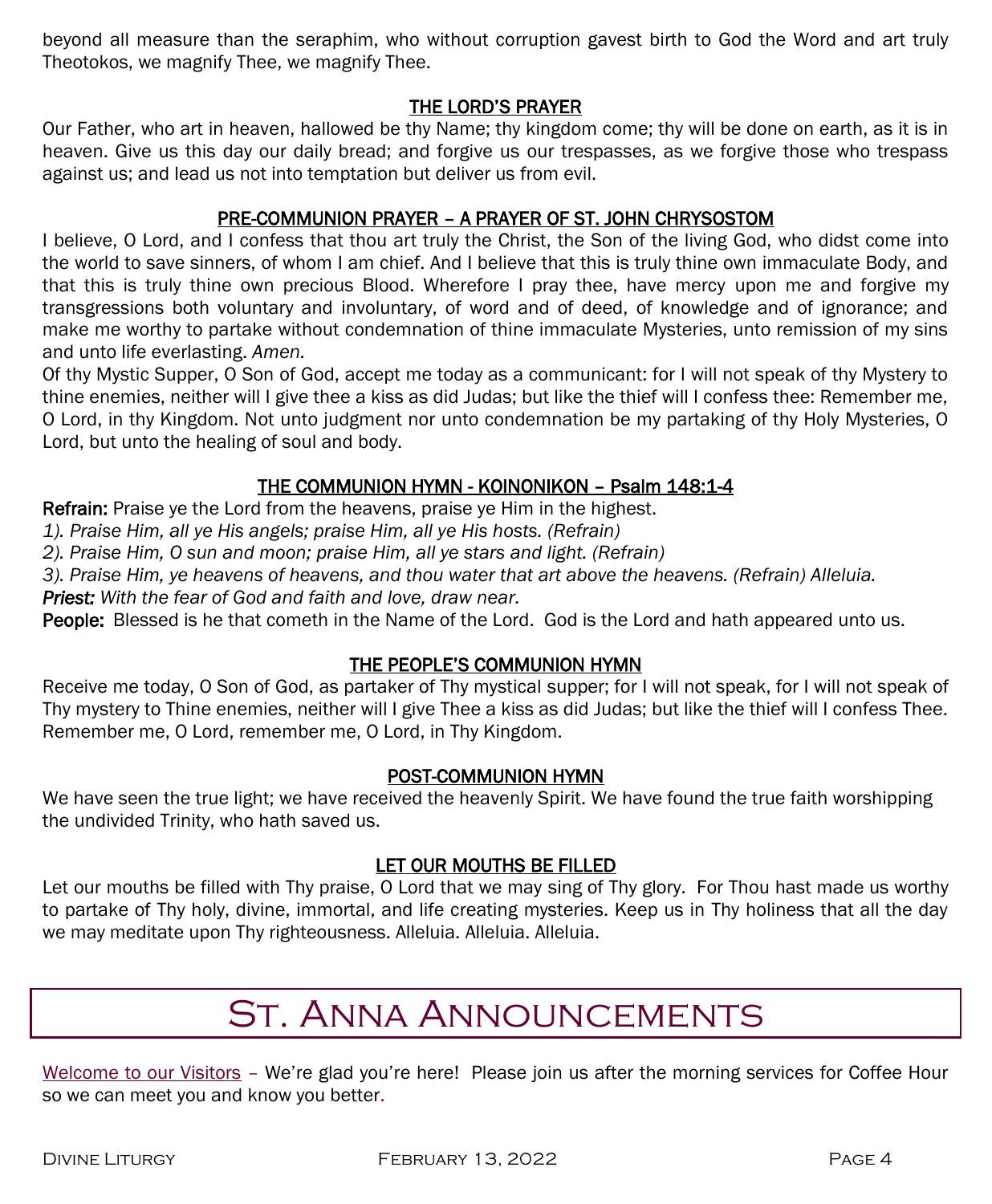beyond all measure than the seraphim, who without corruption gavest birth to God the Word and art truly Theotokos, we magnify Thee, we magnify Thee.

### THE LORD'S PRAYER

Our Father, who art in heaven, hallowed be thy Name; thy kingdom come; thy will be done on earth, as it is in heaven. Give us this day our daily bread; and forgive us our trespasses, as we forgive those who trespass against us; and lead us not into temptation but deliver us from evil.

### PRE-COMMUNION PRAYER – A PRAYER OF ST. JOHN CHRYSOSTOM

I believe, O Lord, and I confess that thou art truly the Christ, the Son of the living God, who didst come into the world to save sinners, of whom I am chief. And I believe that this is truly thine own immaculate Body, and that this is truly thine own precious Blood. Wherefore I pray thee, have mercy upon me and forgive my transgressions both voluntary and involuntary, of word and of deed, of knowledge and of ignorance; and make me worthy to partake without condemnation of thine immaculate Mysteries, unto remission of my sins and unto life everlasting. *Amen.*

Of thy Mystic Supper, O Son of God, accept me today as a communicant: for I will not speak of thy Mystery to thine enemies, neither will I give thee a kiss as did Judas; but like the thief will I confess thee: Remember me, O Lord, in thy Kingdom. Not unto judgment nor unto condemnation be my partaking of thy Holy Mysteries, O Lord, but unto the healing of soul and body.

### THE COMMUNION HYMN - KOINONIKON – Psalm 148:1-4

**Refrain:** Praise ye the Lord from the heavens, praise ye Him in the highest.

*1). Praise Him, all ye His angels; praise Him, all ye His hosts. (Refrain)*

*2). Praise Him, O sun and moon; praise Him, all ye stars and light. (Refrain)*

*3). Praise Him, ye heavens of heavens, and thou water that art above the heavens. (Refrain) Alleluia.*

***Priest:*** *With the fear of God and faith and love, draw near.*

**People:** Blessed is he that cometh in the Name of the Lord. God is the Lord and hath appeared unto us.

### THE PEOPLE'S COMMUNION HYMN

Receive me today, O Son of God, as partaker of Thy mystical supper; for I will not speak, for I will not speak of Thy mystery to Thine enemies, neither will I give Thee a kiss as did Judas; but like the thief will I confess Thee. Remember me, O Lord, remember me, O Lord, in Thy Kingdom.

### POST-COMMUNION HYMN

We have seen the true light; we have received the heavenly Spirit. We have found the true faith worshipping the undivided Trinity, who hath saved us.

### LET OUR MOUTHS BE FILLED

Let our mouths be filled with Thy praise, O Lord that we may sing of Thy glory. For Thou hast made us worthy to partake of Thy holy, divine, immortal, and life creating mysteries. Keep us in Thy holiness that all the day we may meditate upon Thy righteousness. Alleluia. Alleluia. Alleluia.

# St. Anna Announcements

Welcome to our Visitors – We're glad you're here! Please join us after the morning services for Coffee Hour so we can meet you and know you better.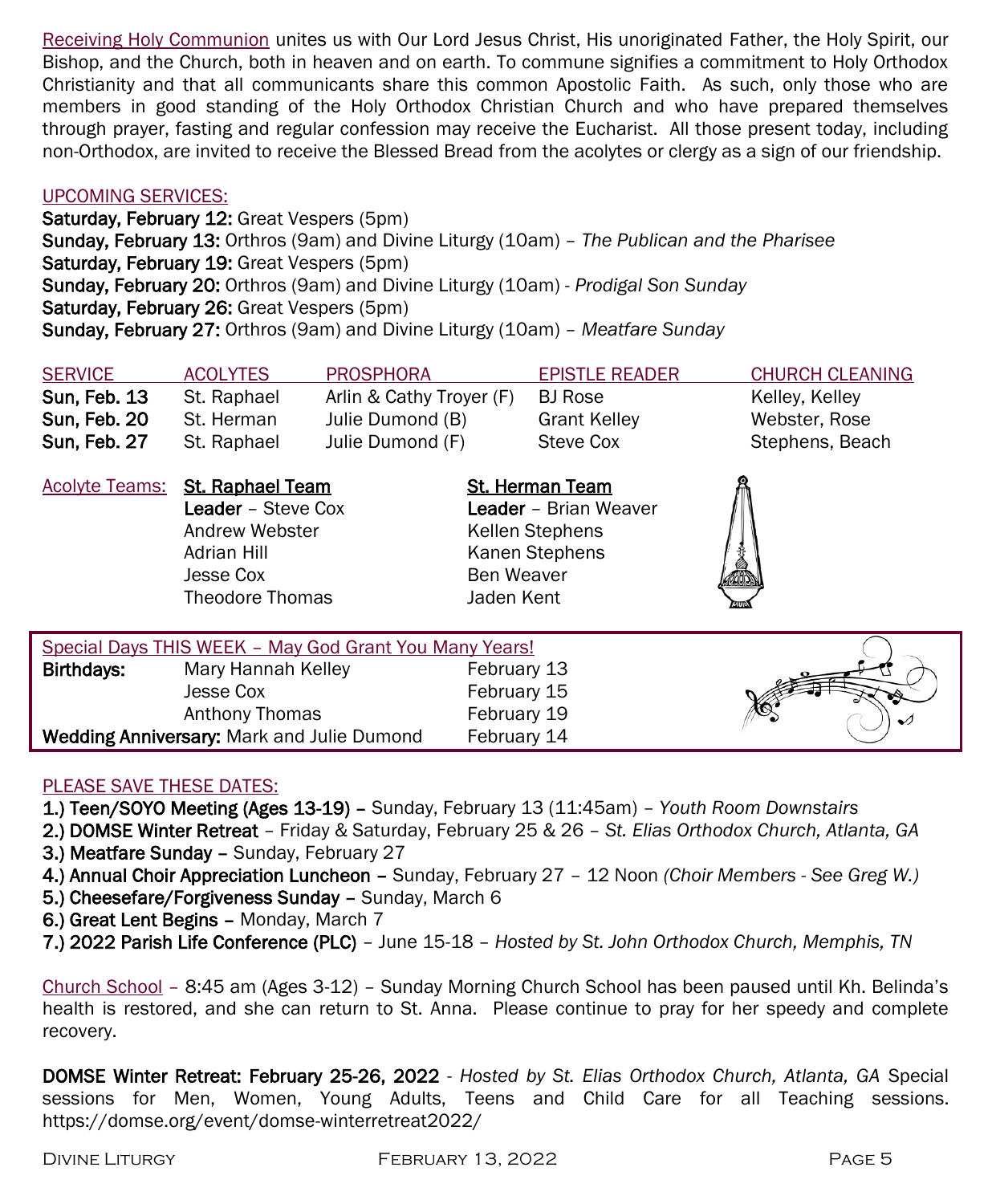Receiving Holy Communion unites us with Our Lord Jesus Christ, His unoriginated Father, the Holy Spirit, our Bishop, and the Church, both in heaven and on earth. To commune signifies a commitment to Holy Orthodox Christianity and that all communicants share this common Apostolic Faith. As such, only those who are members in good standing of the Holy Orthodox Christian Church and who have prepared themselves through prayer, fasting and regular confession may receive the Eucharist. All those present today, including non-Orthodox, are invited to receive the Blessed Bread from the acolytes or clergy as a sign of our friendship.

## UPCOMING SERVICES:

**Saturday, February 12:** Great Vespers (5pm)
**Sunday, February 13:** Orthros (9am) and Divine Liturgy (10am) – *The Publican and the Pharisee*
**Saturday, February 19:** Great Vespers (5pm)
**Sunday, February 20:** Orthros (9am) and Divine Liturgy (10am) - *Prodigal Son Sunday*
**Saturday, February 26:** Great Vespers (5pm)
**Sunday, February 27:** Orthros (9am) and Divine Liturgy (10am) – *Meatfare Sunday*

| SERVICE | ACOLYTES | PROSPHORA | EPISTLE READER | CHURCH CLEANING |
|---|---|---|---|---|
| **Sun, Feb. 13** | St. Raphael | Arlin & Cathy Troyer (F) | BJ Rose | Kelley, Kelley |
| **Sun, Feb. 20** | St. Herman | Julie Dumond (B) | Grant Kelley | Webster, Rose |
| **Sun, Feb. 27** | St. Raphael | Julie Dumond (F) | Steve Cox | Stephens, Beach |

Acolyte Teams:

**St. Raphael Team**
**Leader** – Steve Cox
Andrew Webster
Adrian Hill
Jesse Cox
Theodore Thomas

**St. Herman Team**
**Leader** – Brian Weaver
Kellen Stephens
Kanen Stephens
Ben Weaver
Jaden Kent

## Special Days THIS WEEK – May God Grant You Many Years!

| | | |
|---|---|---|
| **Birthdays:** | Mary Hannah Kelley | February 13 |
| | Jesse Cox | February 15 |
| | Anthony Thomas | February 19 |
| **Wedding Anniversary:** | Mark and Julie Dumond | February 14 |

## PLEASE SAVE THESE DATES:

1.) **Teen/SOYO Meeting (Ages 13-19) –** Sunday, February 13 (11:45am) – *Youth Room Downstairs*
2.) **DOMSE Winter Retreat** – Friday & Saturday, February 25 & 26 – *St. Elias Orthodox Church, Atlanta, GA*
3.) **Meatfare Sunday –** Sunday, February 27
4.) **Annual Choir Appreciation Luncheon –** Sunday, February 27 – 12 Noon *(Choir Members - See Greg W.)*
5.) **Cheesefare/Forgiveness Sunday –** Sunday, March 6
6.) **Great Lent Begins –** Monday, March 7
7.) **2022 Parish Life Conference (PLC)** – June 15-18 – *Hosted by St. John Orthodox Church, Memphis, TN*

Church School – 8:45 am (Ages 3-12) – Sunday Morning Church School has been paused until Kh. Belinda's health is restored, and she can return to St. Anna. Please continue to pray for her speedy and complete recovery.

**DOMSE Winter Retreat: February 25-26, 2022** - *Hosted by St. Elias Orthodox Church, Atlanta, GA* Special sessions for Men, Women, Young Adults, Teens and Child Care for all Teaching sessions. https://domse.org/event/domse-winterretreat2022/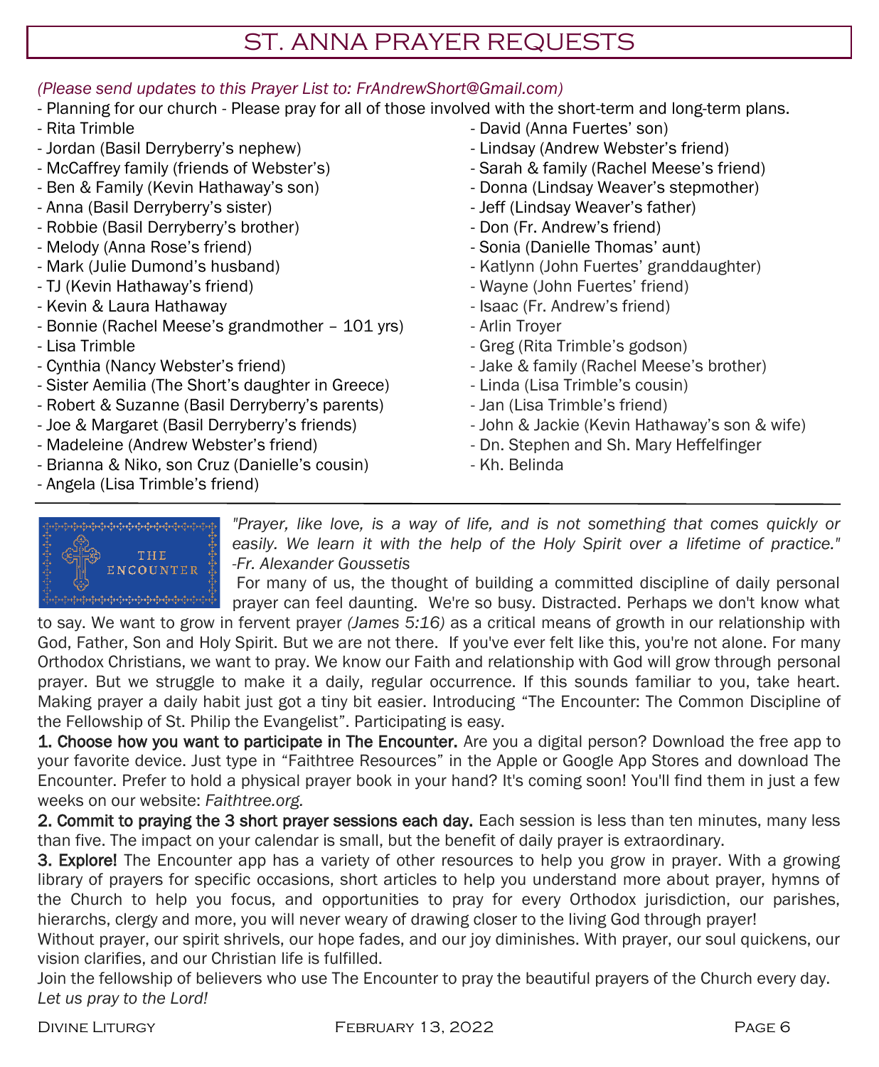# ST. ANNA PRAYER REQUESTS

*(Please send updates to this Prayer List to: FrAndrewShort@Gmail.com)*

- Planning for our church - Please pray for all of those involved with the short-term and long-term plans.
- Rita Trimble
- Jordan (Basil Derryberry's nephew)
- McCaffrey family (friends of Webster's)
- Ben & Family (Kevin Hathaway's son)
- Anna (Basil Derryberry's sister)
- Robbie (Basil Derryberry's brother)
- Melody (Anna Rose's friend)
- Mark (Julie Dumond's husband)
- TJ (Kevin Hathaway's friend)
- Kevin & Laura Hathaway
- Bonnie (Rachel Meese's grandmother – 101 yrs)
- Lisa Trimble
- Cynthia (Nancy Webster's friend)
- Sister Aemilia (The Short's daughter in Greece)
- Robert & Suzanne (Basil Derryberry's parents)
- Joe & Margaret (Basil Derryberry's friends)
- Madeleine (Andrew Webster's friend)
- Brianna & Niko, son Cruz (Danielle's cousin)
- Angela (Lisa Trimble's friend)
- David (Anna Fuertes' son)
- Lindsay (Andrew Webster's friend)
- Sarah & family (Rachel Meese's friend)
- Donna (Lindsay Weaver's stepmother)
- Jeff (Lindsay Weaver's father)
- Don (Fr. Andrew's friend)
- Sonia (Danielle Thomas' aunt)
- Katlynn (John Fuertes' granddaughter)
- Wayne (John Fuertes' friend)
- Isaac (Fr. Andrew's friend)
- Arlin Troyer
- Greg (Rita Trimble's godson)
- Jake & family (Rachel Meese's brother)
- Linda (Lisa Trimble's cousin)
- Jan (Lisa Trimble's friend)
- John & Jackie (Kevin Hathaway's son & wife)
- Dn. Stephen and Sh. Mary Heffelfinger
- Kh. Belinda

---

THE ENCOUNTER

*"Prayer, like love, is a way of life, and is not something that comes quickly or easily. We learn it with the help of the Holy Spirit over a lifetime of practice." -Fr. Alexander Goussetis*

For many of us, the thought of building a committed discipline of daily personal prayer can feel daunting. We're so busy. Distracted. Perhaps we don't know what to say. We want to grow in fervent prayer *(James 5:16)* as a critical means of growth in our relationship with God, Father, Son and Holy Spirit. But we are not there. If you've ever felt like this, you're not alone. For many Orthodox Christians, we want to pray. We know our Faith and relationship with God will grow through personal prayer. But we struggle to make it a daily, regular occurrence. If this sounds familiar to you, take heart. Making prayer a daily habit just got a tiny bit easier. Introducing "The Encounter: The Common Discipline of the Fellowship of St. Philip the Evangelist". Participating is easy.

**1. Choose how you want to participate in The Encounter.** Are you a digital person? Download the free app to your favorite device. Just type in "Faithtree Resources" in the Apple or Google App Stores and download The Encounter. Prefer to hold a physical prayer book in your hand? It's coming soon! You'll find them in just a few weeks on our website: *Faithtree.org.*

**2. Commit to praying the 3 short prayer sessions each day.** Each session is less than ten minutes, many less than five. The impact on your calendar is small, but the benefit of daily prayer is extraordinary.

**3. Explore!** The Encounter app has a variety of other resources to help you grow in prayer. With a growing library of prayers for specific occasions, short articles to help you understand more about prayer, hymns of the Church to help you focus, and opportunities to pray for every Orthodox jurisdiction, our parishes, hierarchs, clergy and more, you will never weary of drawing closer to the living God through prayer!

Without prayer, our spirit shrivels, our hope fades, and our joy diminishes. With prayer, our soul quickens, our vision clarifies, and our Christian life is fulfilled.

Join the fellowship of believers who use The Encounter to pray the beautiful prayers of the Church every day. *Let us pray to the Lord!*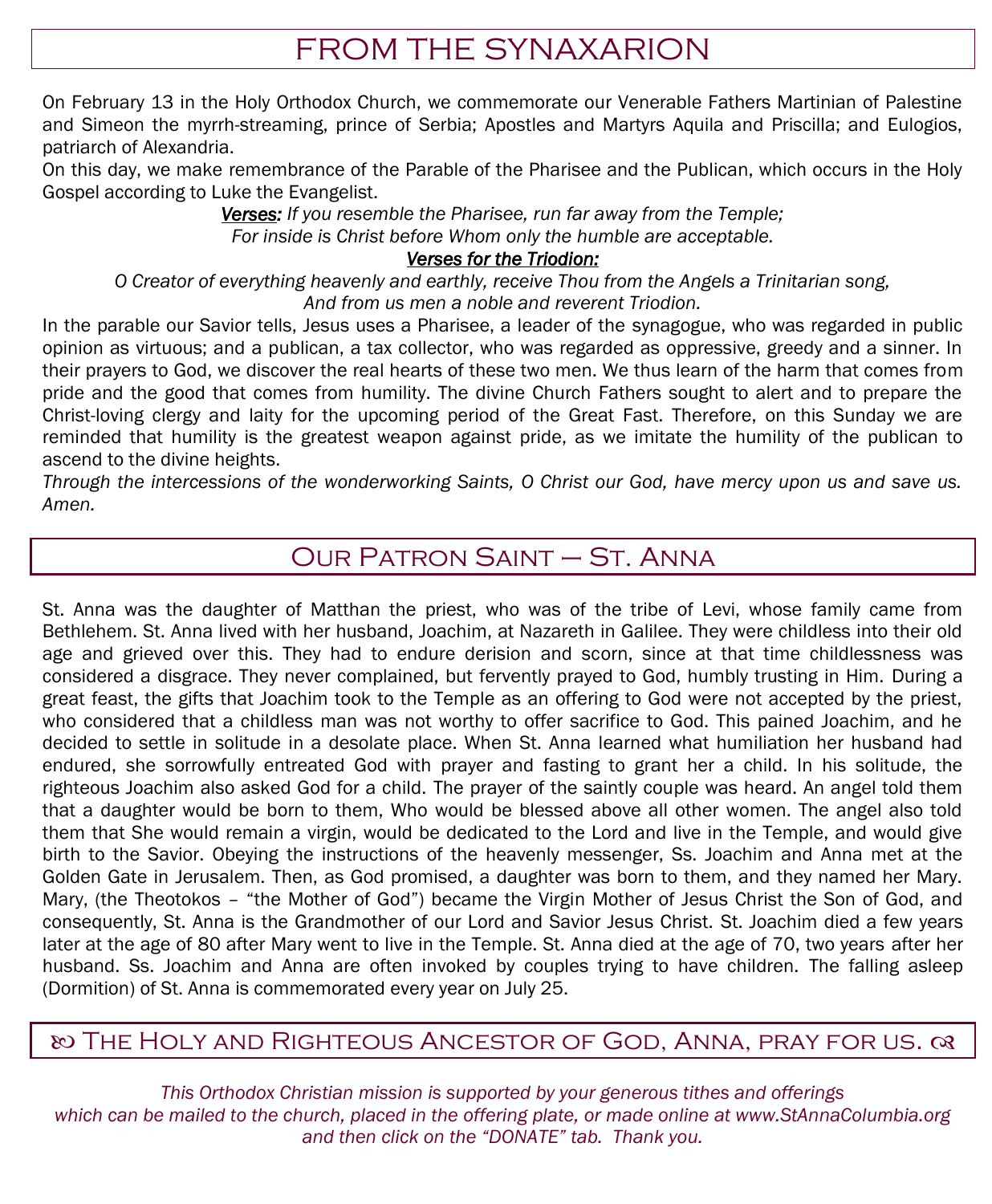# FROM THE SYNAXARION

On February 13 in the Holy Orthodox Church, we commemorate our Venerable Fathers Martinian of Palestine and Simeon the myrrh-streaming, prince of Serbia; Apostles and Martyrs Aquila and Priscilla; and Eulogios, patriarch of Alexandria.

On this day, we make remembrance of the Parable of the Pharisee and the Publican, which occurs in the Holy Gospel according to Luke the Evangelist.

***Verses:*** *If you resemble the Pharisee, run far away from the Temple;*
*For inside is Christ before Whom only the humble are acceptable.*

***Verses for the Triodion:***

*O Creator of everything heavenly and earthly, receive Thou from the Angels a Trinitarian song,*
*And from us men a noble and reverent Triodion.*

In the parable our Savior tells, Jesus uses a Pharisee, a leader of the synagogue, who was regarded in public opinion as virtuous; and a publican, a tax collector, who was regarded as oppressive, greedy and a sinner. In their prayers to God, we discover the real hearts of these two men. We thus learn of the harm that comes from pride and the good that comes from humility. The divine Church Fathers sought to alert and to prepare the Christ-loving clergy and laity for the upcoming period of the Great Fast. Therefore, on this Sunday we are reminded that humility is the greatest weapon against pride, as we imitate the humility of the publican to ascend to the divine heights.

*Through the intercessions of the wonderworking Saints, O Christ our God, have mercy upon us and save us. Amen.*

# Our Patron Saint – St. Anna

St. Anna was the daughter of Matthan the priest, who was of the tribe of Levi, whose family came from Bethlehem. St. Anna lived with her husband, Joachim, at Nazareth in Galilee. They were childless into their old age and grieved over this. They had to endure derision and scorn, since at that time childlessness was considered a disgrace. They never complained, but fervently prayed to God, humbly trusting in Him. During a great feast, the gifts that Joachim took to the Temple as an offering to God were not accepted by the priest, who considered that a childless man was not worthy to offer sacrifice to God. This pained Joachim, and he decided to settle in solitude in a desolate place. When St. Anna learned what humiliation her husband had endured, she sorrowfully entreated God with prayer and fasting to grant her a child. In his solitude, the righteous Joachim also asked God for a child. The prayer of the saintly couple was heard. An angel told them that a daughter would be born to them, Who would be blessed above all other women. The angel also told them that She would remain a virgin, would be dedicated to the Lord and live in the Temple, and would give birth to the Savior. Obeying the instructions of the heavenly messenger, Ss. Joachim and Anna met at the Golden Gate in Jerusalem. Then, as God promised, a daughter was born to them, and they named her Mary. Mary, (the Theotokos – "the Mother of God") became the Virgin Mother of Jesus Christ the Son of God, and consequently, St. Anna is the Grandmother of our Lord and Savior Jesus Christ. St. Joachim died a few years later at the age of 80 after Mary went to live in the Temple. St. Anna died at the age of 70, two years after her husband. Ss. Joachim and Anna are often invoked by couples trying to have children. The falling asleep (Dormition) of St. Anna is commemorated every year on July 25.

## ꧁ The Holy and Righteous Ancestor of God, Anna, pray for us. ꧂

*This Orthodox Christian mission is supported by your generous tithes and offerings which can be mailed to the church, placed in the offering plate, or made online at www.StAnnaColumbia.org and then click on the "DONATE" tab. Thank you.*